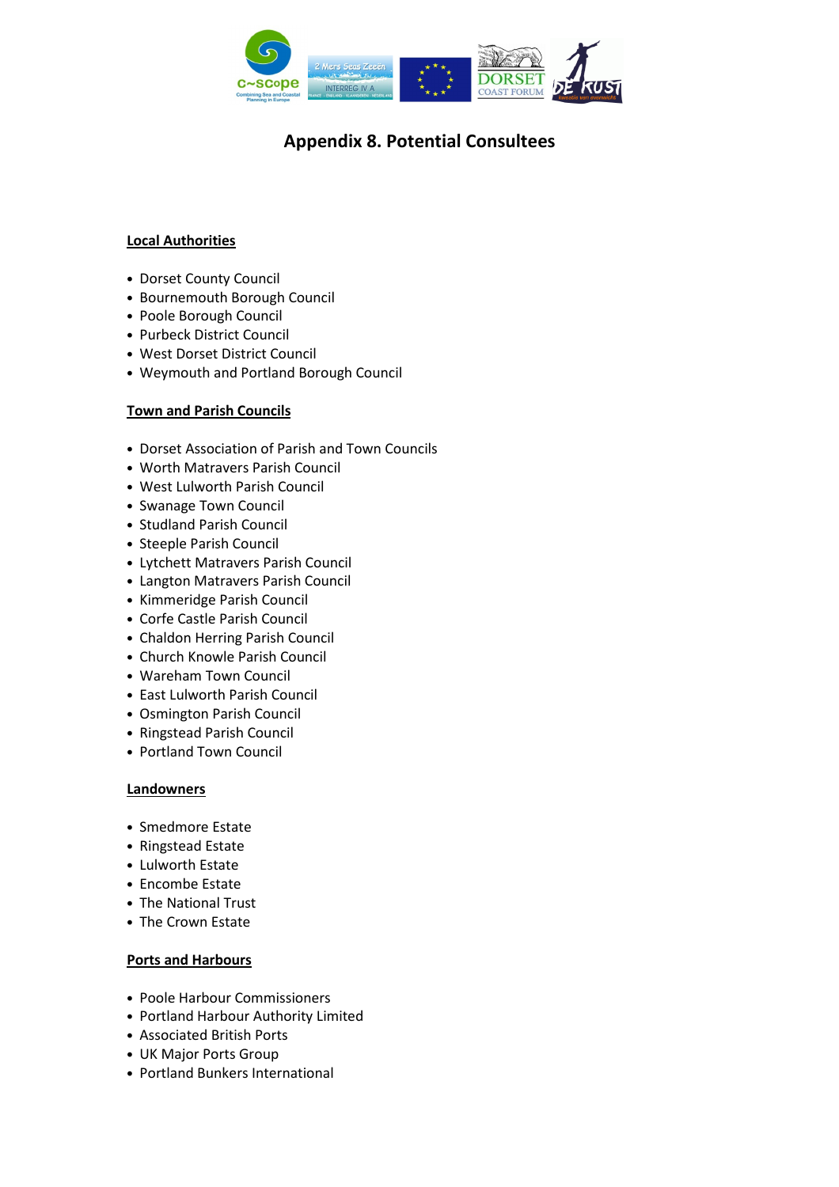# Appendix 8. Potential Consultees

## Local Authorities

- Dorset County Council
- Bournemouth Borough Council
- Poole Borough Council
- Purbeck District Council
- West Dorset District Council
- Weymouth and Portland Borough Council

## Town and Parish Councils

- Dorset Association of Parish and Town Councils
- Worth Matravers Parish Council
- West Lulworth Parish Council
- Swanage Town Council
- Studland Parish Council
- Steeple Parish Council
- Lytchett Matravers Parish Council
- Langton Matravers Parish Council
- Kimmeridge Parish Council
- Corfe Castle Parish Council
- Chaldon Herring Parish Council
- Church Knowle Parish Council
- Wareham Town Council
- East Lulworth Parish Council
- Osmington Parish Council
- Ringstead Parish Council
- Portland Town Council

## Landowners

- Smedmore Estate
- Ringstead Estate
- Lulworth Estate
- Encombe Estate
- The National Trust
- The Crown Estate

## Ports and Harbours

- Poole Harbour Commissioners
- Portland Harbour Authority Limited
- Associated British Ports
- UK Major Ports Group
- Portland Bunkers International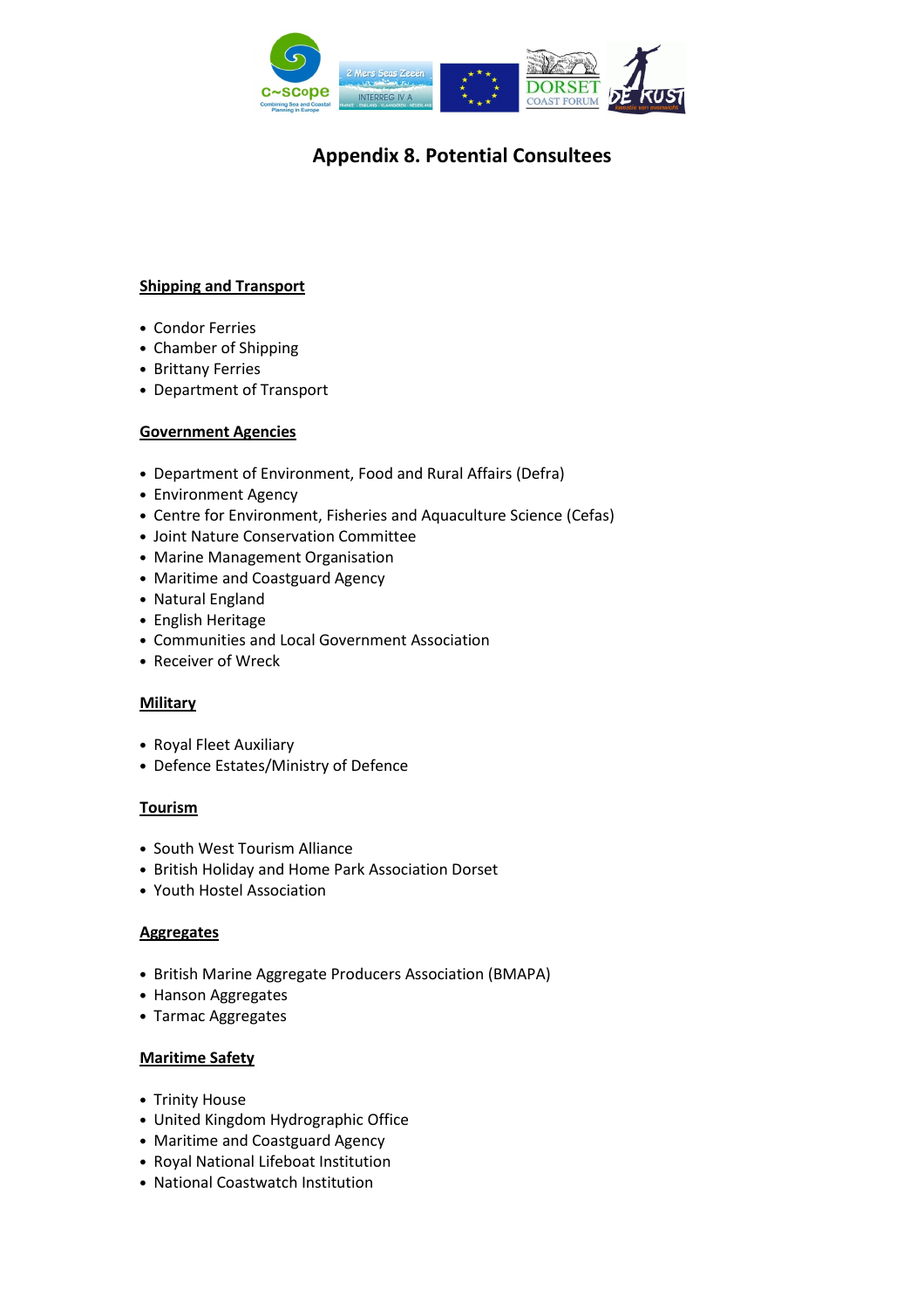# Appendix 8. Potential Consultees

**Shipping and Transport**

- Condor Ferries
- Chamber of Shipping
- Brittany Ferries
- Department of Transport

**Government Agencies**

- Department of Environment, Food and Rural Affairs (Defra)
- Environment Agency
- Centre for Environment, Fisheries and Aquaculture Science (Cefas)
- Joint Nature Conservation Committee
- Marine Management Organisation
- Maritime and Coastguard Agency
- Natural England
- English Heritage
- Communities and Local Government Association
- Receiver of Wreck

**Military**

- Royal Fleet Auxiliary
- Defence Estates/Ministry of Defence

**Tourism**

- South West Tourism Alliance
- British Holiday and Home Park Association Dorset
- Youth Hostel Association

**Aggregates**

- British Marine Aggregate Producers Association (BMAPA)
- Hanson Aggregates
- Tarmac Aggregates

**Maritime Safety**

- Trinity House
- United Kingdom Hydrographic Office
- Maritime and Coastguard Agency
- Royal National Lifeboat Institution
- National Coastwatch Institution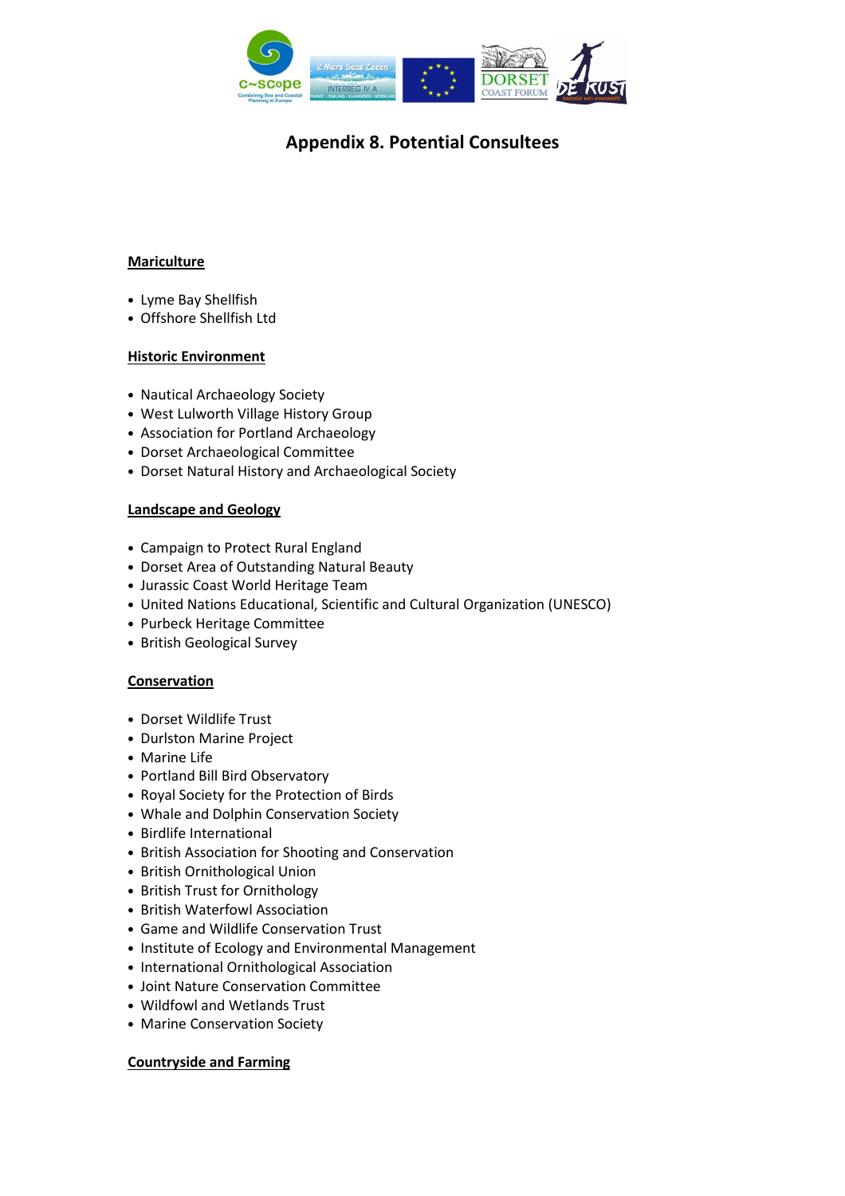# Appendix 8. Potential Consultees

**Mariculture**

- Lyme Bay Shellfish
- Offshore Shellfish Ltd

**Historic Environment**

- Nautical Archaeology Society
- West Lulworth Village History Group
- Association for Portland Archaeology
- Dorset Archaeological Committee
- Dorset Natural History and Archaeological Society

**Landscape and Geology**

- Campaign to Protect Rural England
- Dorset Area of Outstanding Natural Beauty
- Jurassic Coast World Heritage Team
- United Nations Educational, Scientific and Cultural Organization (UNESCO)
- Purbeck Heritage Committee
- British Geological Survey

**Conservation**

- Dorset Wildlife Trust
- Durlston Marine Project
- Marine Life
- Portland Bill Bird Observatory
- Royal Society for the Protection of Birds
- Whale and Dolphin Conservation Society
- Birdlife International
- British Association for Shooting and Conservation
- British Ornithological Union
- British Trust for Ornithology
- British Waterfowl Association
- Game and Wildlife Conservation Trust
- Institute of Ecology and Environmental Management
- International Ornithological Association
- Joint Nature Conservation Committee
- Wildfowl and Wetlands Trust
- Marine Conservation Society

**Countryside and Farming**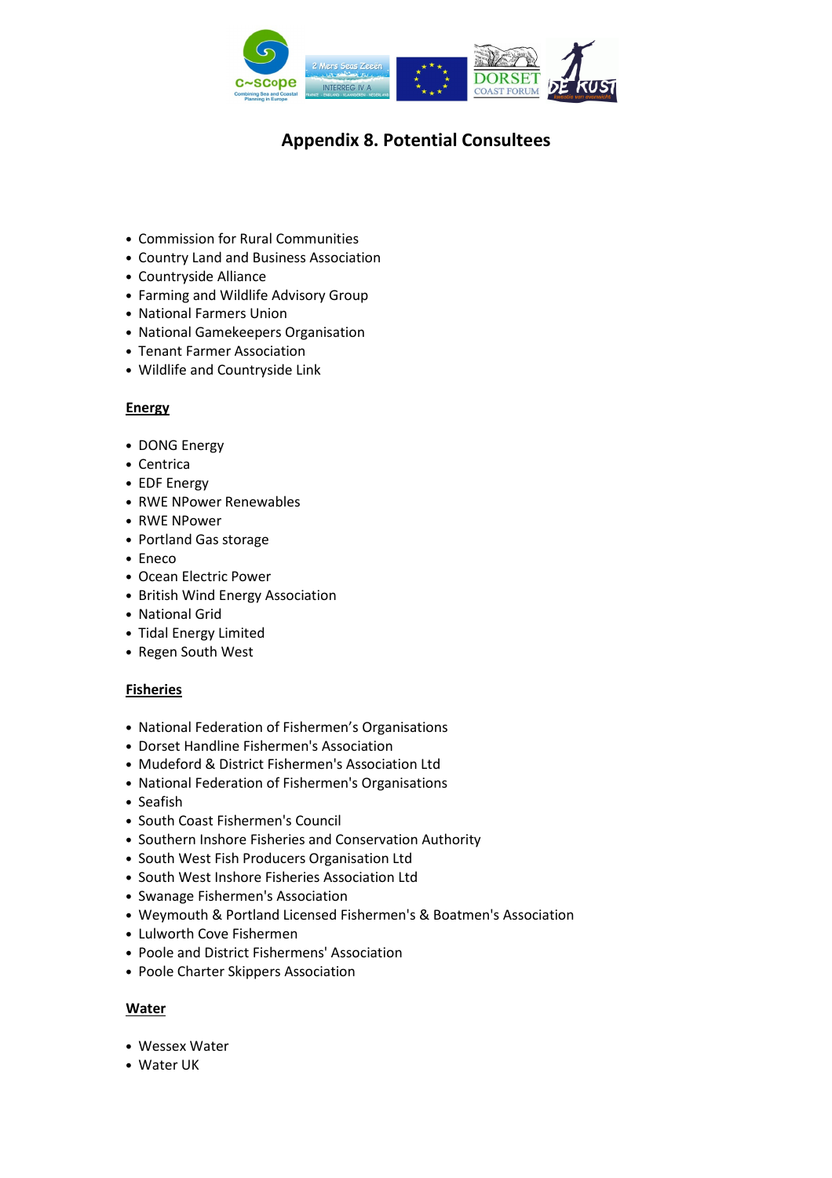# Appendix 8. Potential Consultees

- Commission for Rural Communities
- Country Land and Business Association
- Countryside Alliance
- Farming and Wildlife Advisory Group
- National Farmers Union
- National Gamekeepers Organisation
- Tenant Farmer Association
- Wildlife and Countryside Link

**Energy**

- DONG Energy
- Centrica
- EDF Energy
- RWE NPower Renewables
- RWE NPower
- Portland Gas storage
- Eneco
- Ocean Electric Power
- British Wind Energy Association
- National Grid
- Tidal Energy Limited
- Regen South West

**Fisheries**

- National Federation of Fishermen's Organisations
- Dorset Handline Fishermen's Association
- Mudeford & District Fishermen's Association Ltd
- National Federation of Fishermen's Organisations
- Seafish
- South Coast Fishermen's Council
- Southern Inshore Fisheries and Conservation Authority
- South West Fish Producers Organisation Ltd
- South West Inshore Fisheries Association Ltd
- Swanage Fishermen's Association
- Weymouth & Portland Licensed Fishermen's & Boatmen's Association
- Lulworth Cove Fishermen
- Poole and District Fishermens' Association
- Poole Charter Skippers Association

**Water**

- Wessex Water
- Water UK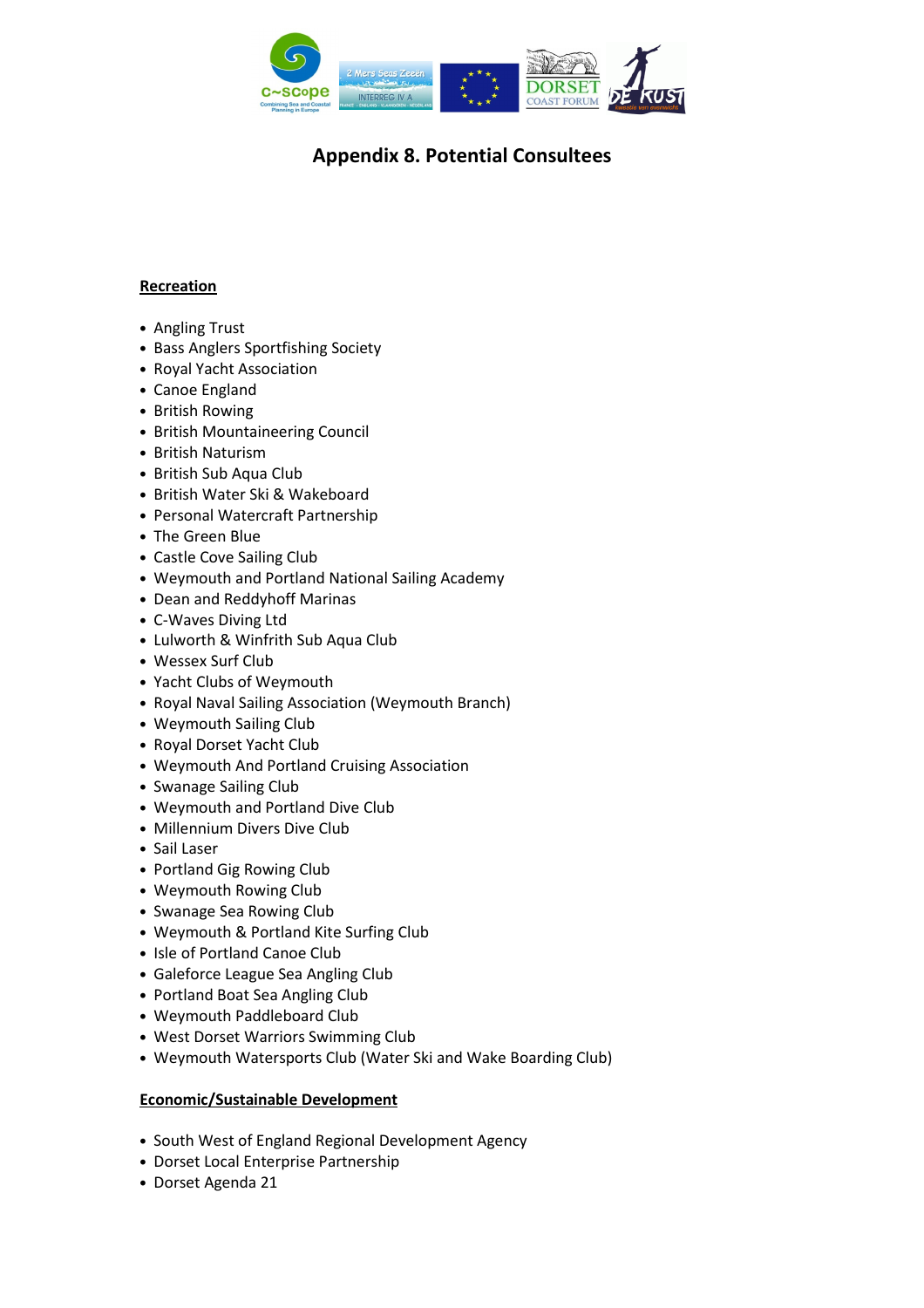# Appendix 8. Potential Consultees

**Recreation**

- Angling Trust
- Bass Anglers Sportfishing Society
- Royal Yacht Association
- Canoe England
- British Rowing
- British Mountaineering Council
- British Naturism
- British Sub Aqua Club
- British Water Ski & Wakeboard
- Personal Watercraft Partnership
- The Green Blue
- Castle Cove Sailing Club
- Weymouth and Portland National Sailing Academy
- Dean and Reddyhoff Marinas
- C-Waves Diving Ltd
- Lulworth & Winfrith Sub Aqua Club
- Wessex Surf Club
- Yacht Clubs of Weymouth
- Royal Naval Sailing Association (Weymouth Branch)
- Weymouth Sailing Club
- Royal Dorset Yacht Club
- Weymouth And Portland Cruising Association
- Swanage Sailing Club
- Weymouth and Portland Dive Club
- Millennium Divers Dive Club
- Sail Laser
- Portland Gig Rowing Club
- Weymouth Rowing Club
- Swanage Sea Rowing Club
- Weymouth & Portland Kite Surfing Club
- Isle of Portland Canoe Club
- Galeforce League Sea Angling Club
- Portland Boat Sea Angling Club
- Weymouth Paddleboard Club
- West Dorset Warriors Swimming Club
- Weymouth Watersports Club (Water Ski and Wake Boarding Club)

**Economic/Sustainable Development**

- South West of England Regional Development Agency
- Dorset Local Enterprise Partnership
- Dorset Agenda 21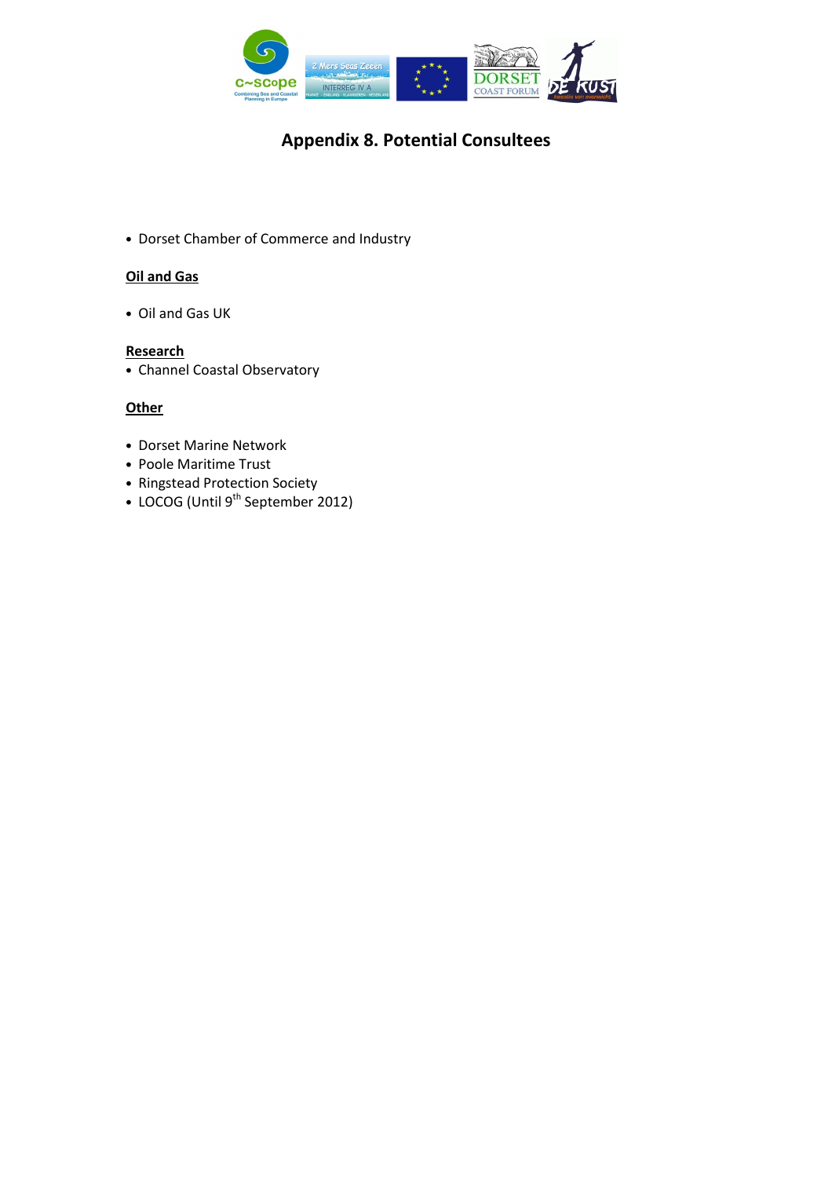# Appendix 8. Potential Consultees

- Dorset Chamber of Commerce and Industry

**Oil and Gas**

- Oil and Gas UK

**Research**

- Channel Coastal Observatory

**Other**

- Dorset Marine Network
- Poole Maritime Trust
- Ringstead Protection Society
- LOCOG (Until 9th September 2012)